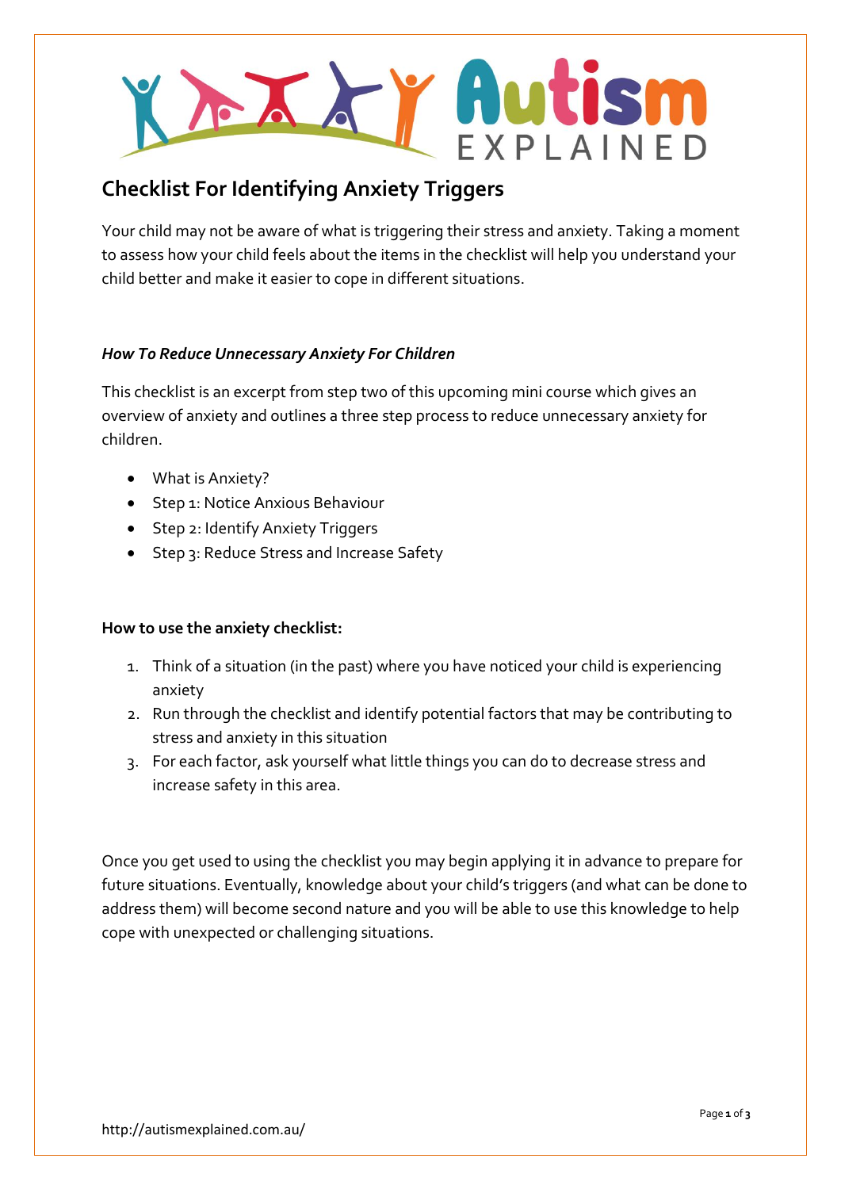# Checklist For Identifying Anxiety Triggers

Your child may not be aware of what is triggering their stress and anxiety. Taking a moment to assess how your child feels about the items in the checklist will help you understand your child better and make it easier to cope in different situations.

### *How To Reduce Unnecessary Anxiety For Children*

This checklist is an excerpt from step two of this upcoming mini course which gives an overview of anxiety and outlines a three step process to reduce unnecessary anxiety for children.

- What is Anxiety?
- Step 1: Notice Anxious Behaviour
- Step 2: Identify Anxiety Triggers
- Step 3: Reduce Stress and Increase Safety

**How to use the anxiety checklist:**

1. Think of a situation (in the past) where you have noticed your child is experiencing anxiety
2. Run through the checklist and identify potential factors that may be contributing to stress and anxiety in this situation
3. For each factor, ask yourself what little things you can do to decrease stress and increase safety in this area.

Once you get used to using the checklist you may begin applying it in advance to prepare for future situations. Eventually, knowledge about your child's triggers (and what can be done to address them) will become second nature and you will be able to use this knowledge to help cope with unexpected or challenging situations.

http://autismexplained.com.au/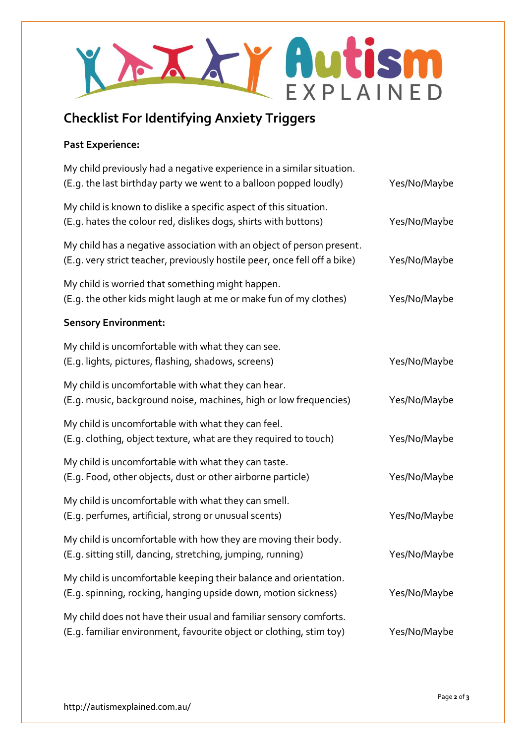## Checklist For Identifying Anxiety Triggers

**Past Experience:**

My child previously had a negative experience in a similar situation.
(E.g. the last birthday party we went to a balloon popped loudly) — Yes/No/Maybe

My child is known to dislike a specific aspect of this situation.
(E.g. hates the colour red, dislikes dogs, shirts with buttons) — Yes/No/Maybe

My child has a negative association with an object of person present.
(E.g. very strict teacher, previously hostile peer, once fell off a bike) — Yes/No/Maybe

My child is worried that something might happen.
(E.g. the other kids might laugh at me or make fun of my clothes) — Yes/No/Maybe

**Sensory Environment:**

My child is uncomfortable with what they can see.
(E.g. lights, pictures, flashing, shadows, screens) — Yes/No/Maybe

My child is uncomfortable with what they can hear.
(E.g. music, background noise, machines, high or low frequencies) — Yes/No/Maybe

My child is uncomfortable with what they can feel.
(E.g. clothing, object texture, what are they required to touch) — Yes/No/Maybe

My child is uncomfortable with what they can taste.
(E.g. Food, other objects, dust or other airborne particle) — Yes/No/Maybe

My child is uncomfortable with what they can smell.
(E.g. perfumes, artificial, strong or unusual scents) — Yes/No/Maybe

My child is uncomfortable with how they are moving their body.
(E.g. sitting still, dancing, stretching, jumping, running) — Yes/No/Maybe

My child is uncomfortable keeping their balance and orientation.
(E.g. spinning, rocking, hanging upside down, motion sickness) — Yes/No/Maybe

My child does not have their usual and familiar sensory comforts.
(E.g. familiar environment, favourite object or clothing, stim toy) — Yes/No/Maybe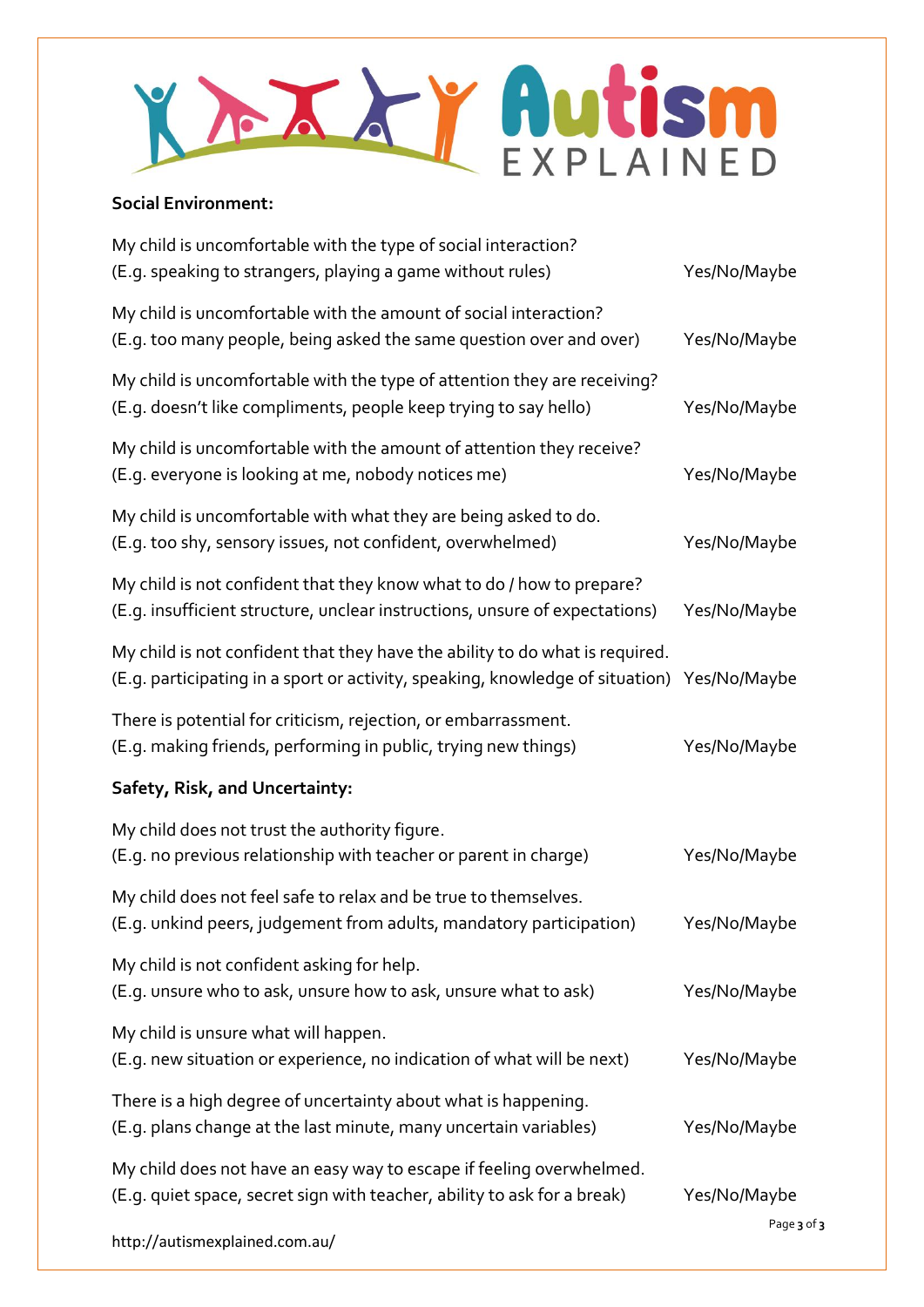**Social Environment:**

| | |
|---|---|
| My child is uncomfortable with the type of social interaction?<br>(E.g. speaking to strangers, playing a game without rules) | Yes/No/Maybe |
| My child is uncomfortable with the amount of social interaction?<br>(E.g. too many people, being asked the same question over and over) | Yes/No/Maybe |
| My child is uncomfortable with the type of attention they are receiving?<br>(E.g. doesn't like compliments, people keep trying to say hello) | Yes/No/Maybe |
| My child is uncomfortable with the amount of attention they receive?<br>(E.g. everyone is looking at me, nobody notices me) | Yes/No/Maybe |
| My child is uncomfortable with what they are being asked to do.<br>(E.g. too shy, sensory issues, not confident, overwhelmed) | Yes/No/Maybe |
| My child is not confident that they know what to do / how to prepare?<br>(E.g. insufficient structure, unclear instructions, unsure of expectations) | Yes/No/Maybe |
| My child is not confident that they have the ability to do what is required.<br>(E.g. participating in a sport or activity, speaking, knowledge of situation) | Yes/No/Maybe |
| There is potential for criticism, rejection, or embarrassment.<br>(E.g. making friends, performing in public, trying new things) | Yes/No/Maybe |

**Safety, Risk, and Uncertainty:**

| | |
|---|---|
| My child does not trust the authority figure.<br>(E.g. no previous relationship with teacher or parent in charge) | Yes/No/Maybe |
| My child does not feel safe to relax and be true to themselves.<br>(E.g. unkind peers, judgement from adults, mandatory participation) | Yes/No/Maybe |
| My child is not confident asking for help.<br>(E.g. unsure who to ask, unsure how to ask, unsure what to ask) | Yes/No/Maybe |
| My child is unsure what will happen.<br>(E.g. new situation or experience, no indication of what will be next) | Yes/No/Maybe |
| There is a high degree of uncertainty about what is happening.<br>(E.g. plans change at the last minute, many uncertain variables) | Yes/No/Maybe |
| My child does not have an easy way to escape if feeling overwhelmed.<br>(E.g. quiet space, secret sign with teacher, ability to ask for a break) | Yes/No/Maybe |